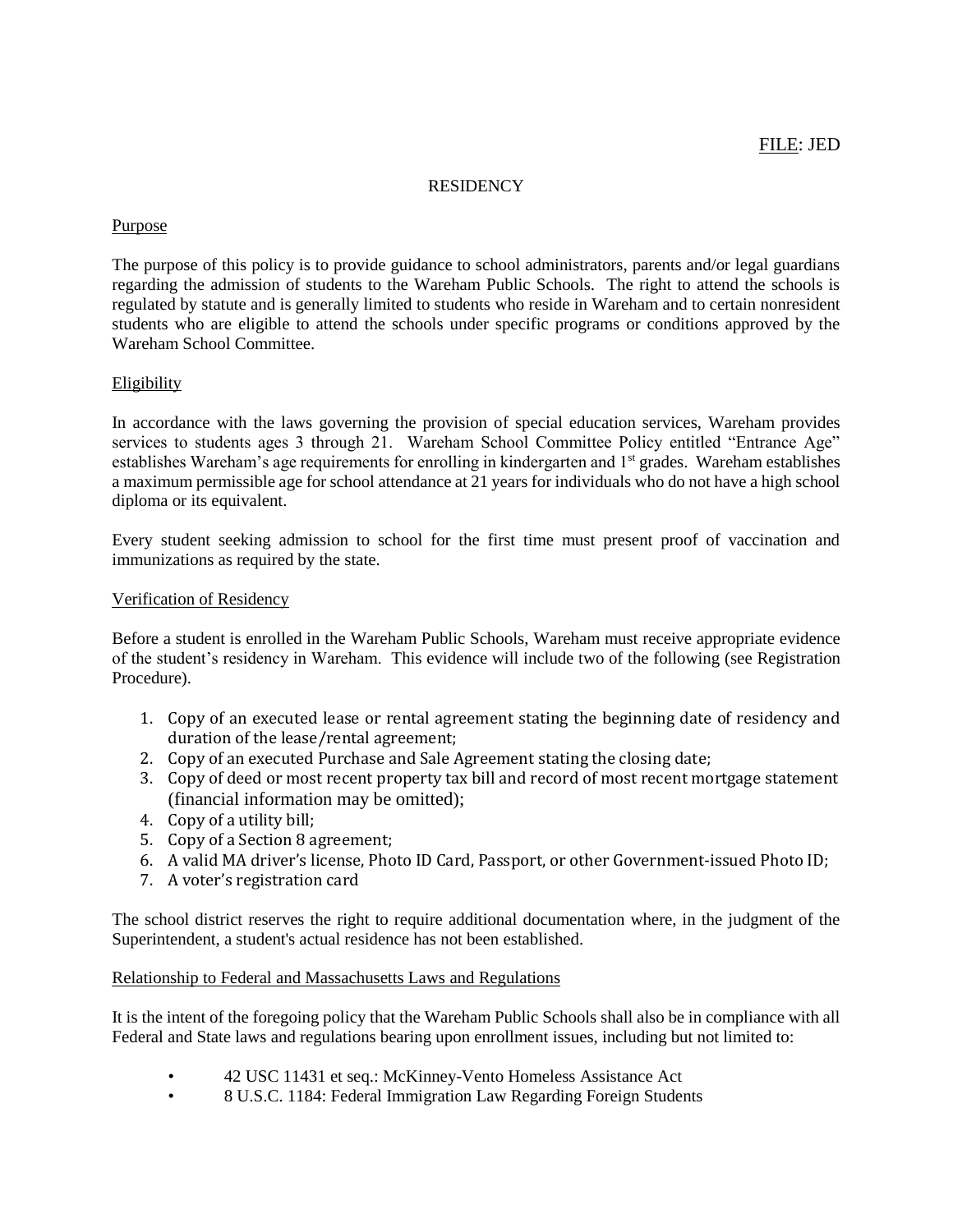FILE: JED

# RESIDENCY

## Purpose

The purpose of this policy is to provide guidance to school administrators, parents and/or legal guardians regarding the admission of students to the Wareham Public Schools. The right to attend the schools is regulated by statute and is generally limited to students who reside in Wareham and to certain nonresident students who are eligible to attend the schools under specific programs or conditions approved by the Wareham School Committee.

## Eligibility

In accordance with the laws governing the provision of special education services, Wareham provides services to students ages 3 through 21. Wareham School Committee Policy entitled "Entrance Age" establishes Wareham's age requirements for enrolling in kindergarten and 1st grades. Wareham establishes a maximum permissible age for school attendance at 21 years for individuals who do not have a high school diploma or its equivalent.

Every student seeking admission to school for the first time must present proof of vaccination and immunizations as required by the state.

## Verification of Residency

Before a student is enrolled in the Wareham Public Schools, Wareham must receive appropriate evidence of the student's residency in Wareham. This evidence will include two of the following (see Registration Procedure).

1. Copy of an executed lease or rental agreement stating the beginning date of residency and duration of the lease/rental agreement;
2. Copy of an executed Purchase and Sale Agreement stating the closing date;
3. Copy of deed or most recent property tax bill and record of most recent mortgage statement (financial information may be omitted);
4. Copy of a utility bill;
5. Copy of a Section 8 agreement;
6. A valid MA driver's license, Photo ID Card, Passport, or other Government-issued Photo ID;
7. A voter's registration card

The school district reserves the right to require additional documentation where, in the judgment of the Superintendent, a student's actual residence has not been established.

## Relationship to Federal and Massachusetts Laws and Regulations

It is the intent of the foregoing policy that the Wareham Public Schools shall also be in compliance with all Federal and State laws and regulations bearing upon enrollment issues, including but not limited to:

- 42 USC 11431 et seq.: McKinney-Vento Homeless Assistance Act
- 8 U.S.C. 1184: Federal Immigration Law Regarding Foreign Students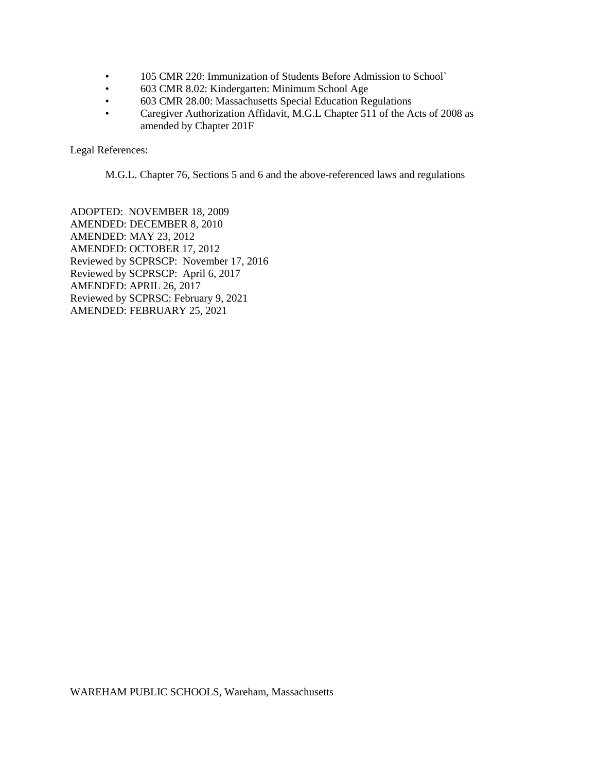- 105 CMR 220: Immunization of Students Before Admission to School`
- 603 CMR 8.02: Kindergarten: Minimum School Age
- 603 CMR 28.00: Massachusetts Special Education Regulations
- Caregiver Authorization Affidavit, M.G.L Chapter 511 of the Acts of 2008 as amended by Chapter 201F

Legal References:

M.G.L. Chapter 76, Sections 5 and 6 and the above-referenced laws and regulations

ADOPTED: NOVEMBER 18, 2009
AMENDED: DECEMBER 8, 2010
AMENDED: MAY 23, 2012
AMENDED: OCTOBER 17, 2012
Reviewed by SCPRSCP: November 17, 2016
Reviewed by SCPRSCP: April 6, 2017
AMENDED: APRIL 26, 2017
Reviewed by SCPRSC: February 9, 2021
AMENDED: FEBRUARY 25, 2021

WAREHAM PUBLIC SCHOOLS, Wareham, Massachusetts